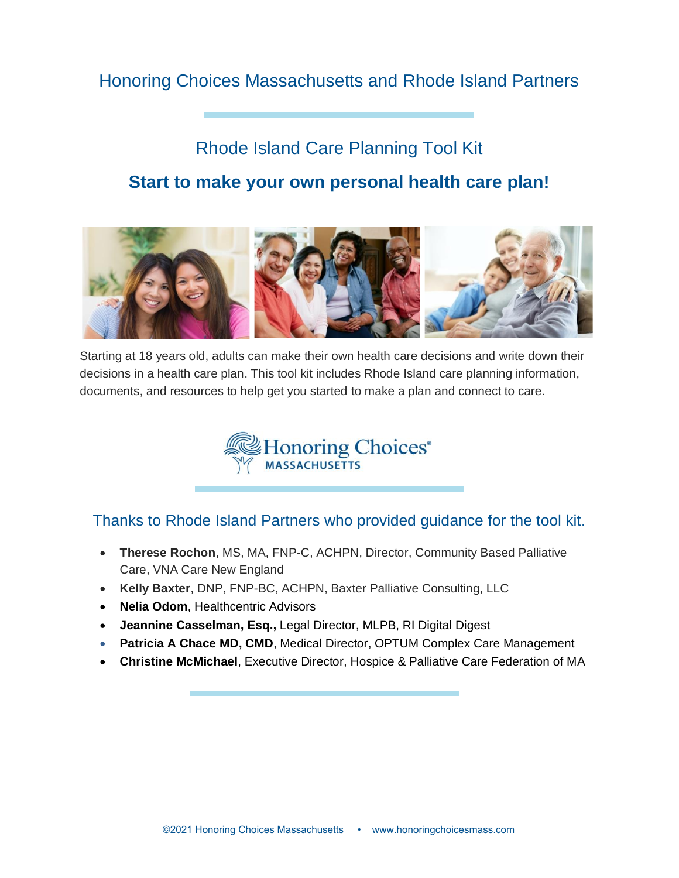# Honoring Choices Massachusetts and Rhode Island Partners

## Rhode Island Care Planning Tool Kit

### Start to make your own personal health care plan!

Starting at 18 years old, adults can make their own health care decisions and write down their decisions in a health care plan. This tool kit includes Rhode Island care planning information, documents, and resources to help get you started to make a plan and connect to care.

Honoring Choices® MASSACHUSETTS

## Thanks to Rhode Island Partners who provided guidance for the tool kit.

- **Therese Rochon**, MS, MA, FNP-C, ACHPN, Director, Community Based Palliative Care, VNA Care New England
- **Kelly Baxter**, DNP, FNP-BC, ACHPN, Baxter Palliative Consulting, LLC
- **Nelia Odom**, Healthcentric Advisors
- **Jeannine Casselman, Esq.,** Legal Director, MLPB, RI Digital Digest
- **Patricia A Chace MD, CMD**, Medical Director, OPTUM Complex Care Management
- **Christine McMichael**, Executive Director, Hospice & Palliative Care Federation of MA

©2021 Honoring Choices Massachusetts • www.honoringchoicesmass.com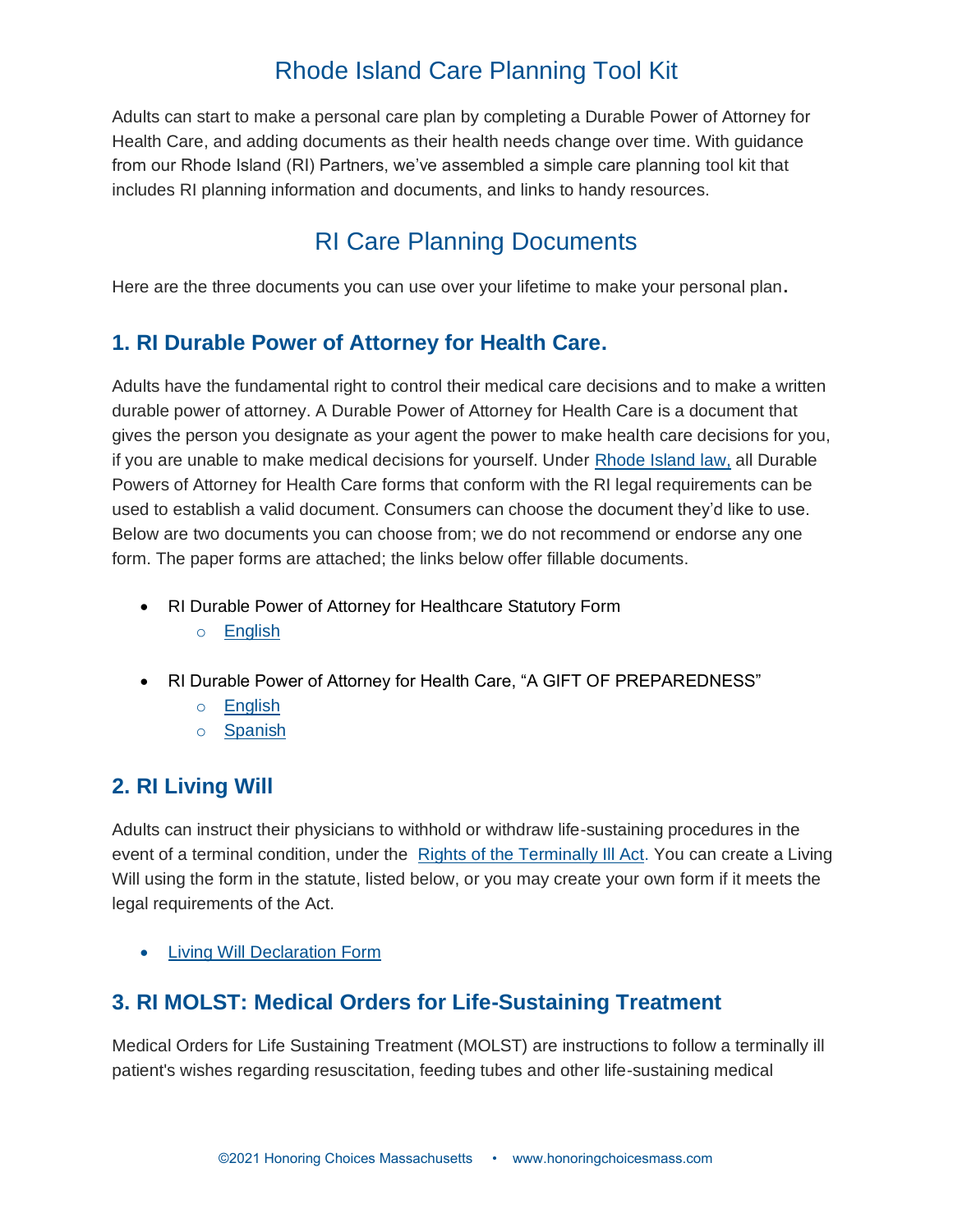# Rhode Island Care Planning Tool Kit

Adults can start to make a personal care plan by completing a Durable Power of Attorney for Health Care, and adding documents as their health needs change over time. With guidance from our Rhode Island (RI) Partners, we've assembled a simple care planning tool kit that includes RI planning information and documents, and links to handy resources.

## RI Care Planning Documents

Here are the three documents you can use over your lifetime to make your personal plan.

### 1. RI Durable Power of Attorney for Health Care.

Adults have the fundamental right to control their medical care decisions and to make a written durable power of attorney. A Durable Power of Attorney for Health Care is a document that gives the person you designate as your agent the power to make health care decisions for you, if you are unable to make medical decisions for yourself. Under Rhode Island law, all Durable Powers of Attorney for Health Care forms that conform with the RI legal requirements can be used to establish a valid document. Consumers can choose the document they'd like to use. Below are two documents you can choose from; we do not recommend or endorse any one form. The paper forms are attached; the links below offer fillable documents.

- RI Durable Power of Attorney for Healthcare Statutory Form
  - English
- RI Durable Power of Attorney for Health Care, "A GIFT OF PREPAREDNESS"
  - English
  - Spanish

### 2. RI Living Will

Adults can instruct their physicians to withhold or withdraw life-sustaining procedures in the event of a terminal condition, under the Rights of the Terminally Ill Act. You can create a Living Will using the form in the statute, listed below, or you may create your own form if it meets the legal requirements of the Act.

- Living Will Declaration Form

### 3. RI MOLST: Medical Orders for Life-Sustaining Treatment

Medical Orders for Life Sustaining Treatment (MOLST) are instructions to follow a terminally ill patient's wishes regarding resuscitation, feeding tubes and other life-sustaining medical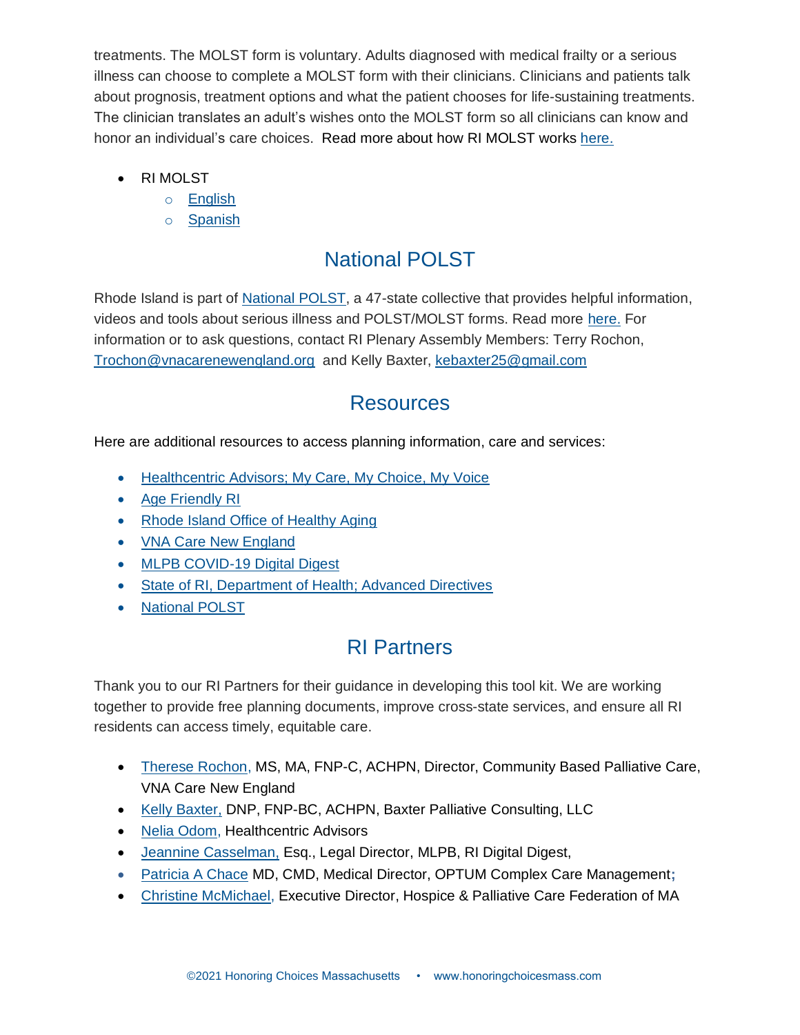treatments. The MOLST form is voluntary. Adults diagnosed with medical frailty or a serious illness can choose to complete a MOLST form with their clinicians. Clinicians and patients talk about prognosis, treatment options and what the patient chooses for life-sustaining treatments. The clinician translates an adult's wishes onto the MOLST form so all clinicians can know and honor an individual's care choices. Read more about how RI MOLST works here.

- RI MOLST
  - English
  - Spanish

## National POLST

Rhode Island is part of National POLST, a 47-state collective that provides helpful information, videos and tools about serious illness and POLST/MOLST forms. Read more here. For information or to ask questions, contact RI Plenary Assembly Members: Terry Rochon, Trochon@vnacarenewengland.org and Kelly Baxter, kebaxter25@gmail.com

## Resources

Here are additional resources to access planning information, care and services:

- Healthcentric Advisors; My Care, My Choice, My Voice
- Age Friendly RI
- Rhode Island Office of Healthy Aging
- VNA Care New England
- MLPB COVID-19 Digital Digest
- State of RI, Department of Health; Advanced Directives
- National POLST

## RI Partners

Thank you to our RI Partners for their guidance in developing this tool kit. We are working together to provide free planning documents, improve cross-state services, and ensure all RI residents can access timely, equitable care.

- Therese Rochon, MS, MA, FNP-C, ACHPN, Director, Community Based Palliative Care, VNA Care New England
- Kelly Baxter, DNP, FNP-BC, ACHPN, Baxter Palliative Consulting, LLC
- Nelia Odom, Healthcentric Advisors
- Jeannine Casselman, Esq., Legal Director, MLPB, RI Digital Digest,
- Patricia A Chace MD, CMD, Medical Director, OPTUM Complex Care Management;
- Christine McMichael, Executive Director, Hospice & Palliative Care Federation of MA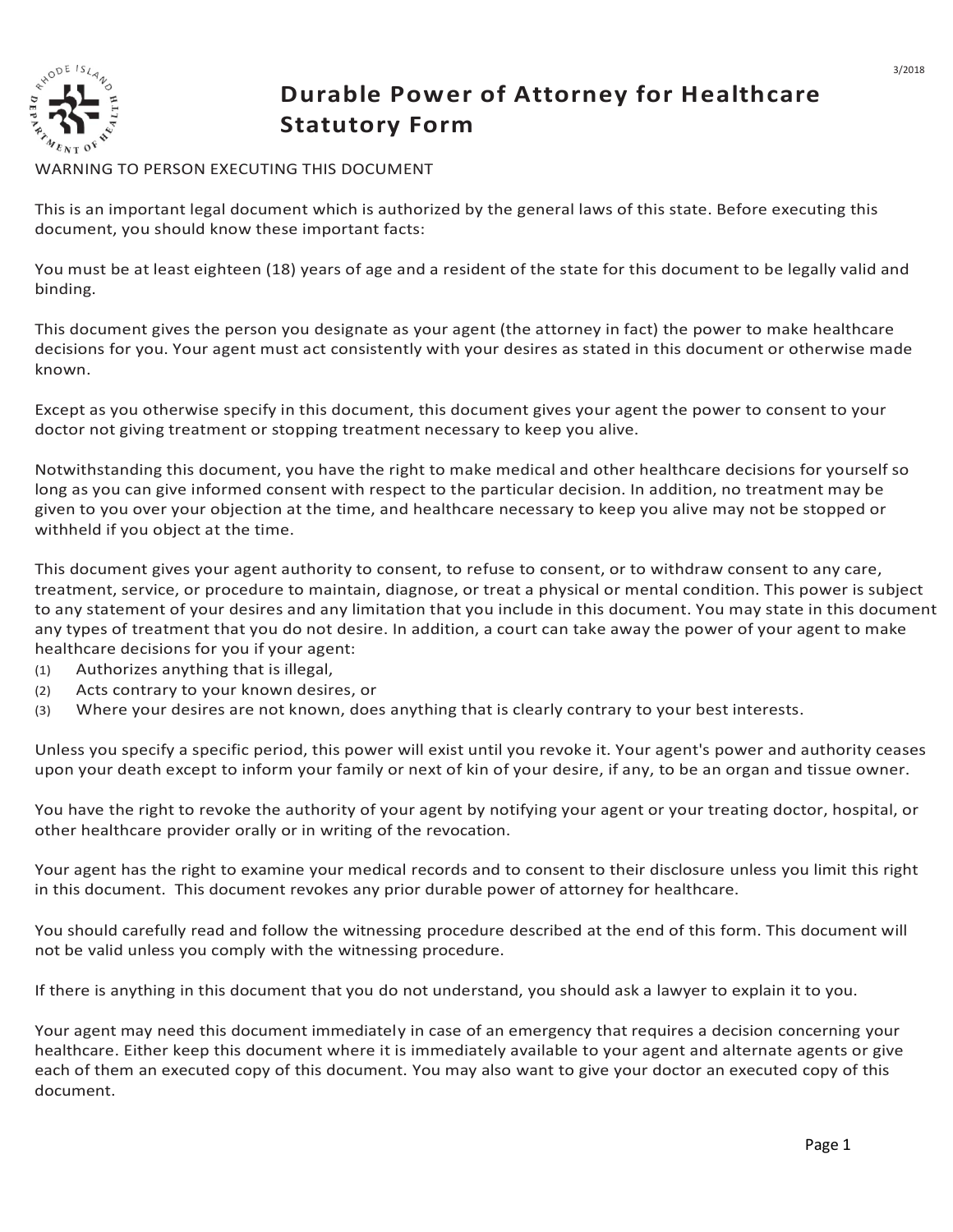# Durable Power of Attorney for Healthcare Statutory Form

3/2018

WARNING TO PERSON EXECUTING THIS DOCUMENT

This is an important legal document which is authorized by the general laws of this state. Before executing this document, you should know these important facts:

You must be at least eighteen (18) years of age and a resident of the state for this document to be legally valid and binding.

This document gives the person you designate as your agent (the attorney in fact) the power to make healthcare decisions for you. Your agent must act consistently with your desires as stated in this document or otherwise made known.

Except as you otherwise specify in this document, this document gives your agent the power to consent to your doctor not giving treatment or stopping treatment necessary to keep you alive.

Notwithstanding this document, you have the right to make medical and other healthcare decisions for yourself so long as you can give informed consent with respect to the particular decision. In addition, no treatment may be given to you over your objection at the time, and healthcare necessary to keep you alive may not be stopped or withheld if you object at the time.

This document gives your agent authority to consent, to refuse to consent, or to withdraw consent to any care, treatment, service, or procedure to maintain, diagnose, or treat a physical or mental condition. This power is subject to any statement of your desires and any limitation that you include in this document. You may state in this document any types of treatment that you do not desire. In addition, a court can take away the power of your agent to make healthcare decisions for you if your agent:

(1) Authorizes anything that is illegal,
(2) Acts contrary to your known desires, or
(3) Where your desires are not known, does anything that is clearly contrary to your best interests.

Unless you specify a specific period, this power will exist until you revoke it. Your agent's power and authority ceases upon your death except to inform your family or next of kin of your desire, if any, to be an organ and tissue owner.

You have the right to revoke the authority of your agent by notifying your agent or your treating doctor, hospital, or other healthcare provider orally or in writing of the revocation.

Your agent has the right to examine your medical records and to consent to their disclosure unless you limit this right in this document. This document revokes any prior durable power of attorney for healthcare.

You should carefully read and follow the witnessing procedure described at the end of this form. This document will not be valid unless you comply with the witnessing procedure.

If there is anything in this document that you do not understand, you should ask a lawyer to explain it to you.

Your agent may need this document immediately in case of an emergency that requires a decision concerning your healthcare. Either keep this document where it is immediately available to your agent and alternate agents or give each of them an executed copy of this document. You may also want to give your doctor an executed copy of this document.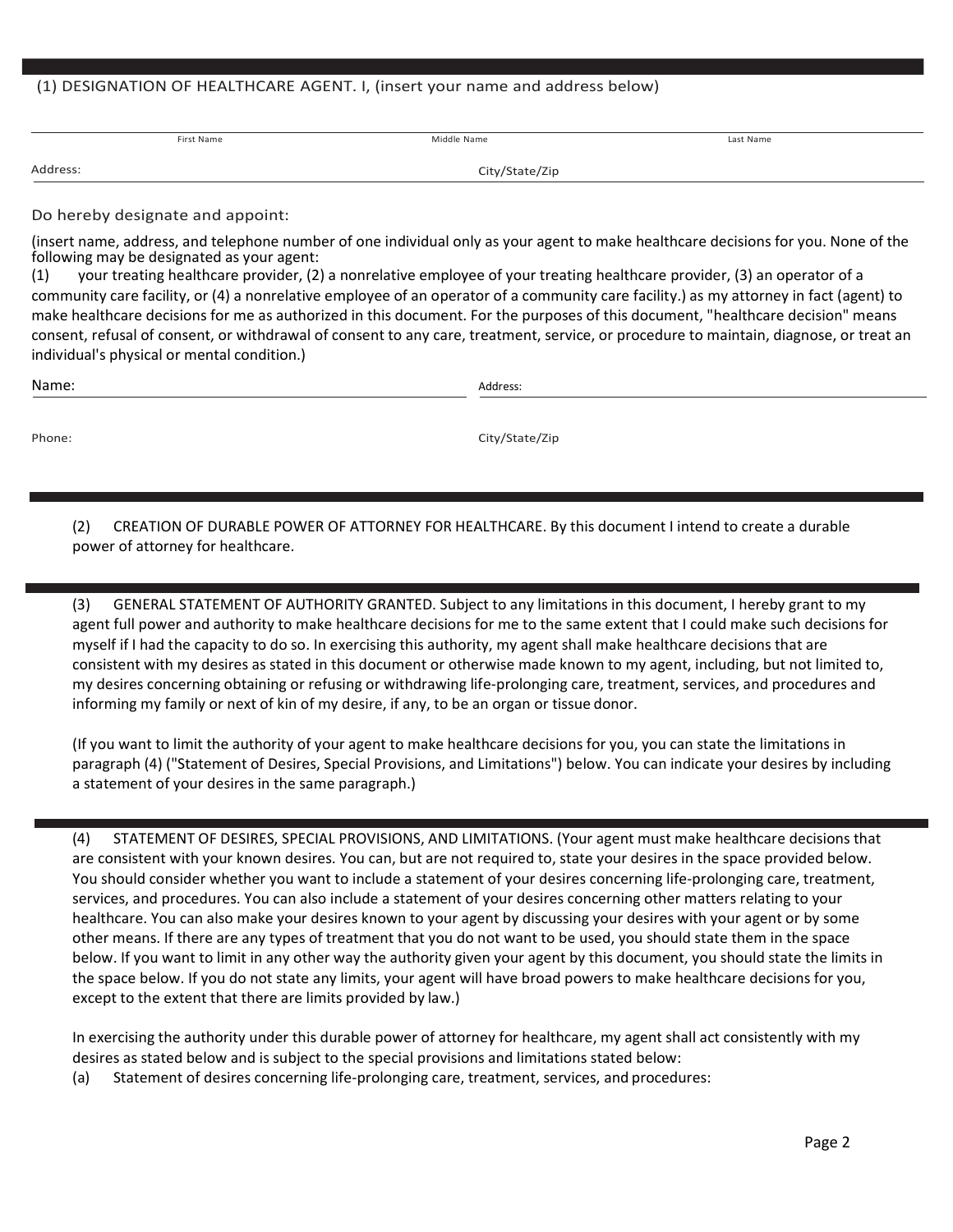(1) DESIGNATION OF HEALTHCARE AGENT. I, (insert your name and address below)

First Name | Middle Name | Last Name

Address: City/State/Zip

Do hereby designate and appoint:

(insert name, address, and telephone number of one individual only as your agent to make healthcare decisions for you. None of the following may be designated as your agent:
(1) your treating healthcare provider, (2) a nonrelative employee of your treating healthcare provider, (3) an operator of a community care facility, or (4) a nonrelative employee of an operator of a community care facility.) as my attorney in fact (agent) to make healthcare decisions for me as authorized in this document. For the purposes of this document, "healthcare decision" means consent, refusal of consent, or withdrawal of consent to any care, treatment, service, or procedure to maintain, diagnose, or treat an individual's physical or mental condition.)

Name: Address:

Phone: City/State/Zip

(2) CREATION OF DURABLE POWER OF ATTORNEY FOR HEALTHCARE. By this document I intend to create a durable power of attorney for healthcare.

(3) GENERAL STATEMENT OF AUTHORITY GRANTED. Subject to any limitations in this document, I hereby grant to my agent full power and authority to make healthcare decisions for me to the same extent that I could make such decisions for myself if I had the capacity to do so. In exercising this authority, my agent shall make healthcare decisions that are consistent with my desires as stated in this document or otherwise made known to my agent, including, but not limited to, my desires concerning obtaining or refusing or withdrawing life-prolonging care, treatment, services, and procedures and informing my family or next of kin of my desire, if any, to be an organ or tissue donor.

(If you want to limit the authority of your agent to make healthcare decisions for you, you can state the limitations in paragraph (4) ("Statement of Desires, Special Provisions, and Limitations") below. You can indicate your desires by including a statement of your desires in the same paragraph.)

(4) STATEMENT OF DESIRES, SPECIAL PROVISIONS, AND LIMITATIONS. (Your agent must make healthcare decisions that are consistent with your known desires. You can, but are not required to, state your desires in the space provided below. You should consider whether you want to include a statement of your desires concerning life-prolonging care, treatment, services, and procedures. You can also include a statement of your desires concerning other matters relating to your healthcare. You can also make your desires known to your agent by discussing your desires with your agent or by some other means. If there are any types of treatment that you do not want to be used, you should state them in the space below. If you want to limit in any other way the authority given your agent by this document, you should state the limits in the space below. If you do not state any limits, your agent will have broad powers to make healthcare decisions for you, except to the extent that there are limits provided by law.)

In exercising the authority under this durable power of attorney for healthcare, my agent shall act consistently with my desires as stated below and is subject to the special provisions and limitations stated below:
(a) Statement of desires concerning life-prolonging care, treatment, services, and procedures: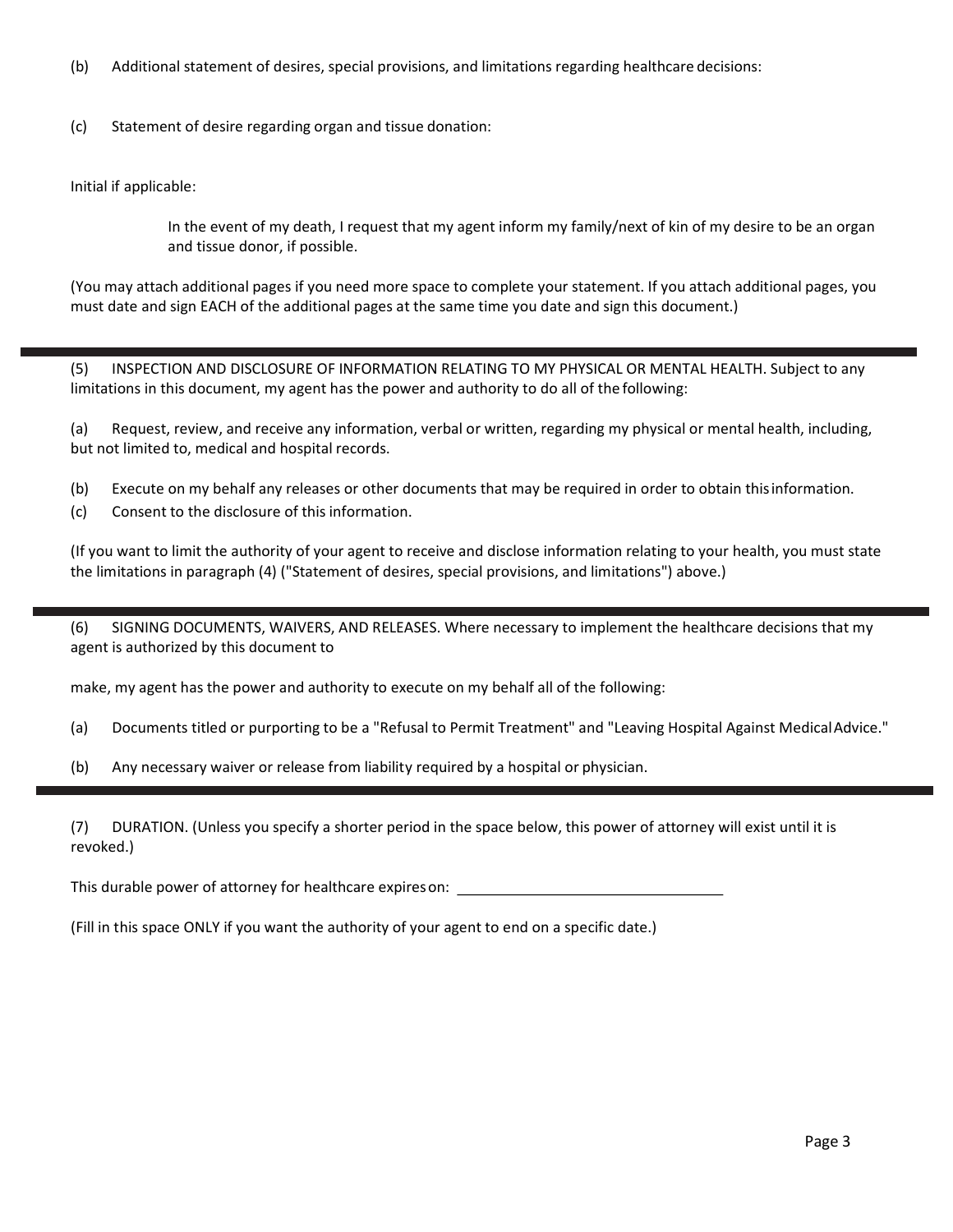(b) Additional statement of desires, special provisions, and limitations regarding healthcare decisions:

(c) Statement of desire regarding organ and tissue donation:

Initial if applicable:

In the event of my death, I request that my agent inform my family/next of kin of my desire to be an organ and tissue donor, if possible.

(You may attach additional pages if you need more space to complete your statement. If you attach additional pages, you must date and sign EACH of the additional pages at the same time you date and sign this document.)

---

(5) INSPECTION AND DISCLOSURE OF INFORMATION RELATING TO MY PHYSICAL OR MENTAL HEALTH. Subject to any limitations in this document, my agent has the power and authority to do all of the following:

(a) Request, review, and receive any information, verbal or written, regarding my physical or mental health, including, but not limited to, medical and hospital records.

(b) Execute on my behalf any releases or other documents that may be required in order to obtain this information.

(c) Consent to the disclosure of this information.

(If you want to limit the authority of your agent to receive and disclose information relating to your health, you must state the limitations in paragraph (4) ("Statement of desires, special provisions, and limitations") above.)

---

(6) SIGNING DOCUMENTS, WAIVERS, AND RELEASES. Where necessary to implement the healthcare decisions that my agent is authorized by this document to

make, my agent has the power and authority to execute on my behalf all of the following:

(a) Documents titled or purporting to be a "Refusal to Permit Treatment" and "Leaving Hospital Against Medical Advice."

(b) Any necessary waiver or release from liability required by a hospital or physician.

---

(7) DURATION. (Unless you specify a shorter period in the space below, this power of attorney will exist until it is revoked.)

This durable power of attorney for healthcare expires on: ________________________________

(Fill in this space ONLY if you want the authority of your agent to end on a specific date.)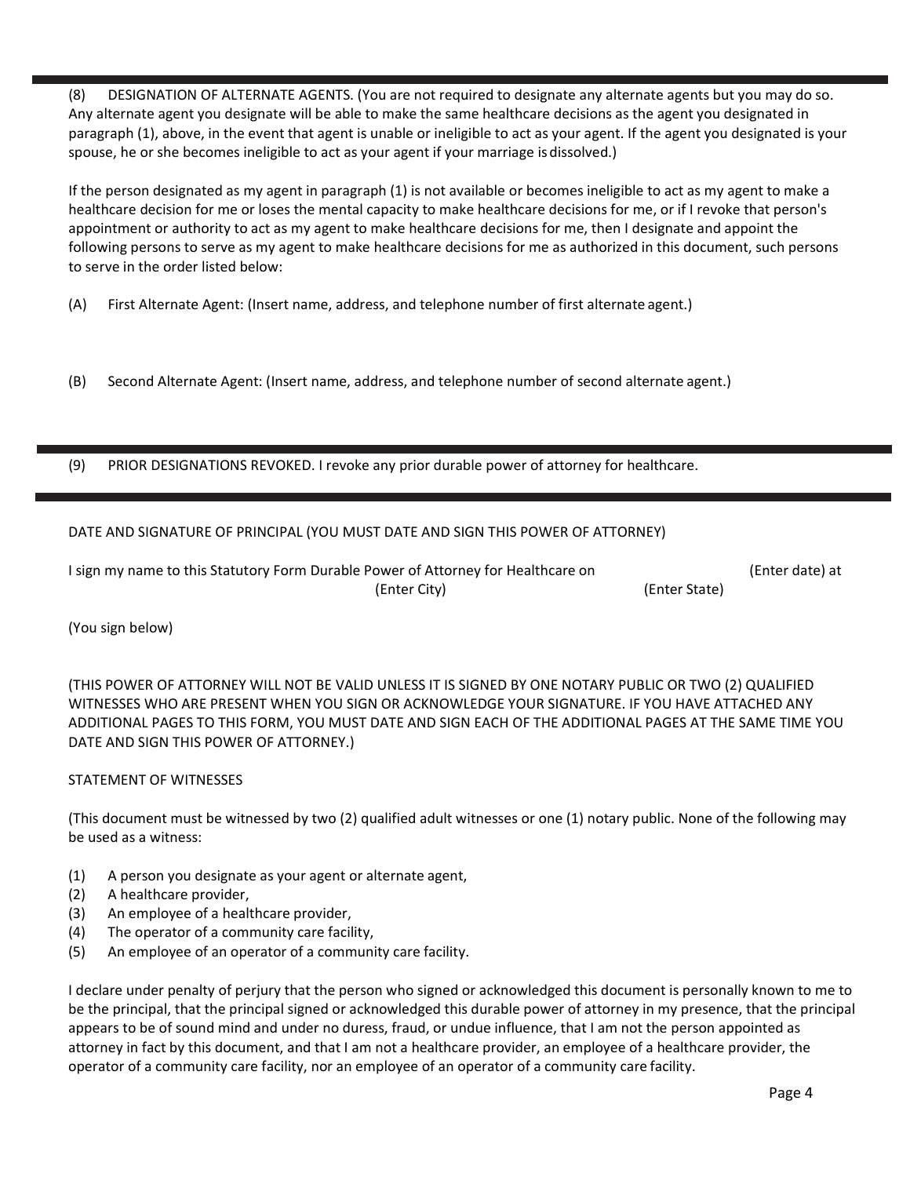(8) DESIGNATION OF ALTERNATE AGENTS. (You are not required to designate any alternate agents but you may do so. Any alternate agent you designate will be able to make the same healthcare decisions as the agent you designated in paragraph (1), above, in the event that agent is unable or ineligible to act as your agent. If the agent you designated is your spouse, he or she becomes ineligible to act as your agent if your marriage is dissolved.)

If the person designated as my agent in paragraph (1) is not available or becomes ineligible to act as my agent to make a healthcare decision for me or loses the mental capacity to make healthcare decisions for me, or if I revoke that person's appointment or authority to act as my agent to make healthcare decisions for me, then I designate and appoint the following persons to serve as my agent to make healthcare decisions for me as authorized in this document, such persons to serve in the order listed below:

(A) First Alternate Agent: (Insert name, address, and telephone number of first alternate agent.)

(B) Second Alternate Agent: (Insert name, address, and telephone number of second alternate agent.)

---

(9) PRIOR DESIGNATIONS REVOKED. I revoke any prior durable power of attorney for healthcare.

---

DATE AND SIGNATURE OF PRINCIPAL (YOU MUST DATE AND SIGN THIS POWER OF ATTORNEY)

I sign my name to this Statutory Form Durable Power of Attorney for Healthcare on (Enter date) at (Enter City) (Enter State)

(You sign below)

(THIS POWER OF ATTORNEY WILL NOT BE VALID UNLESS IT IS SIGNED BY ONE NOTARY PUBLIC OR TWO (2) QUALIFIED WITNESSES WHO ARE PRESENT WHEN YOU SIGN OR ACKNOWLEDGE YOUR SIGNATURE. IF YOU HAVE ATTACHED ANY ADDITIONAL PAGES TO THIS FORM, YOU MUST DATE AND SIGN EACH OF THE ADDITIONAL PAGES AT THE SAME TIME YOU DATE AND SIGN THIS POWER OF ATTORNEY.)

STATEMENT OF WITNESSES

(This document must be witnessed by two (2) qualified adult witnesses or one (1) notary public. None of the following may be used as a witness:

(1) A person you designate as your agent or alternate agent,
(2) A healthcare provider,
(3) An employee of a healthcare provider,
(4) The operator of a community care facility,
(5) An employee of an operator of a community care facility.

I declare under penalty of perjury that the person who signed or acknowledged this document is personally known to me to be the principal, that the principal signed or acknowledged this durable power of attorney in my presence, that the principal appears to be of sound mind and under no duress, fraud, or undue influence, that I am not the person appointed as attorney in fact by this document, and that I am not a healthcare provider, an employee of a healthcare provider, the operator of a community care facility, nor an employee of an operator of a community care facility.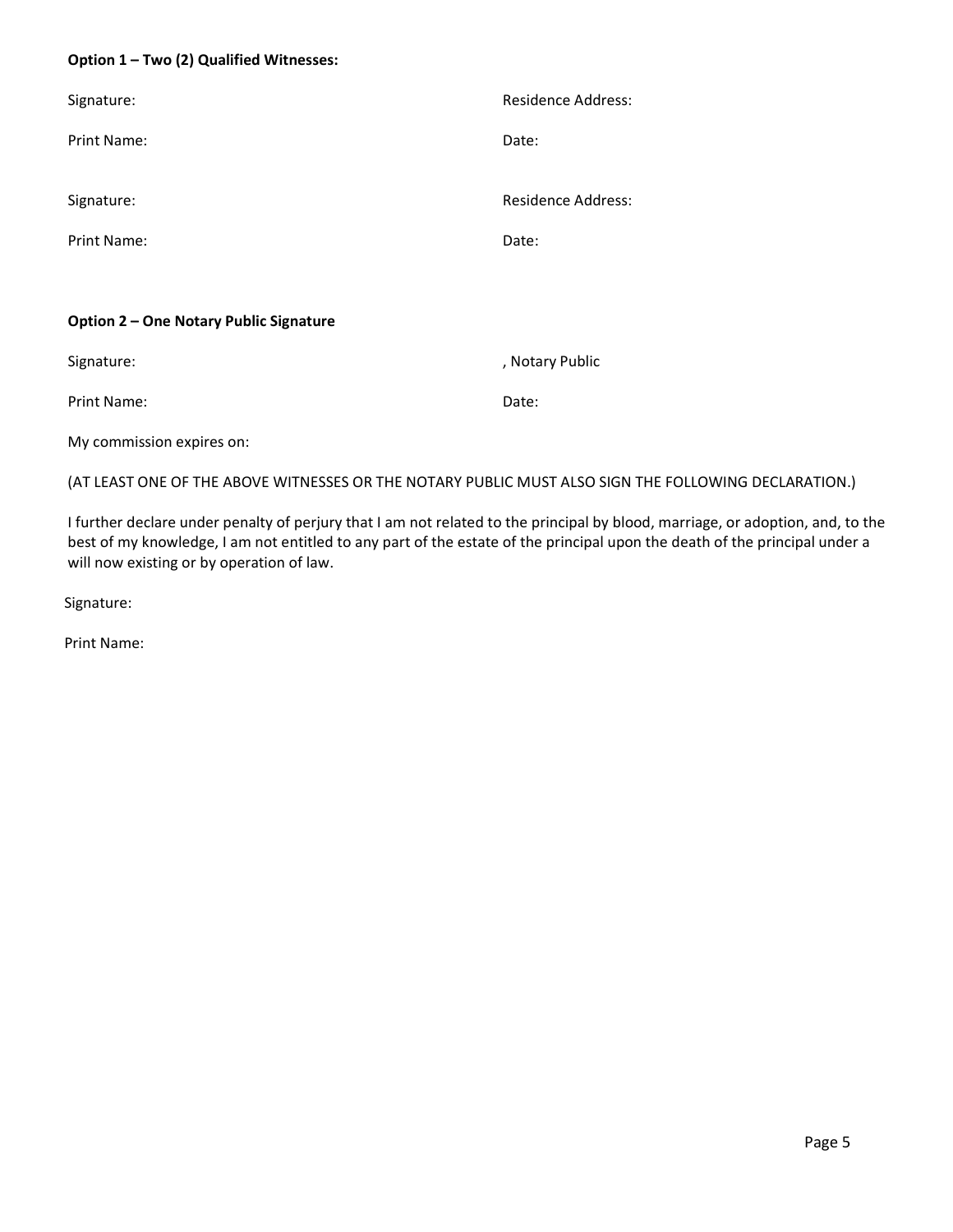**Option 1 – Two (2) Qualified Witnesses:**

Signature: Residence Address:

Print Name: Date:

Signature: Residence Address:

Print Name: Date:

**Option 2 – One Notary Public Signature**

Signature: , Notary Public

Print Name: Date:

My commission expires on:

(AT LEAST ONE OF THE ABOVE WITNESSES OR THE NOTARY PUBLIC MUST ALSO SIGN THE FOLLOWING DECLARATION.)

I further declare under penalty of perjury that I am not related to the principal by blood, marriage, or adoption, and, to the best of my knowledge, I am not entitled to any part of the estate of the principal upon the death of the principal under a will now existing or by operation of law.

Signature:

Print Name: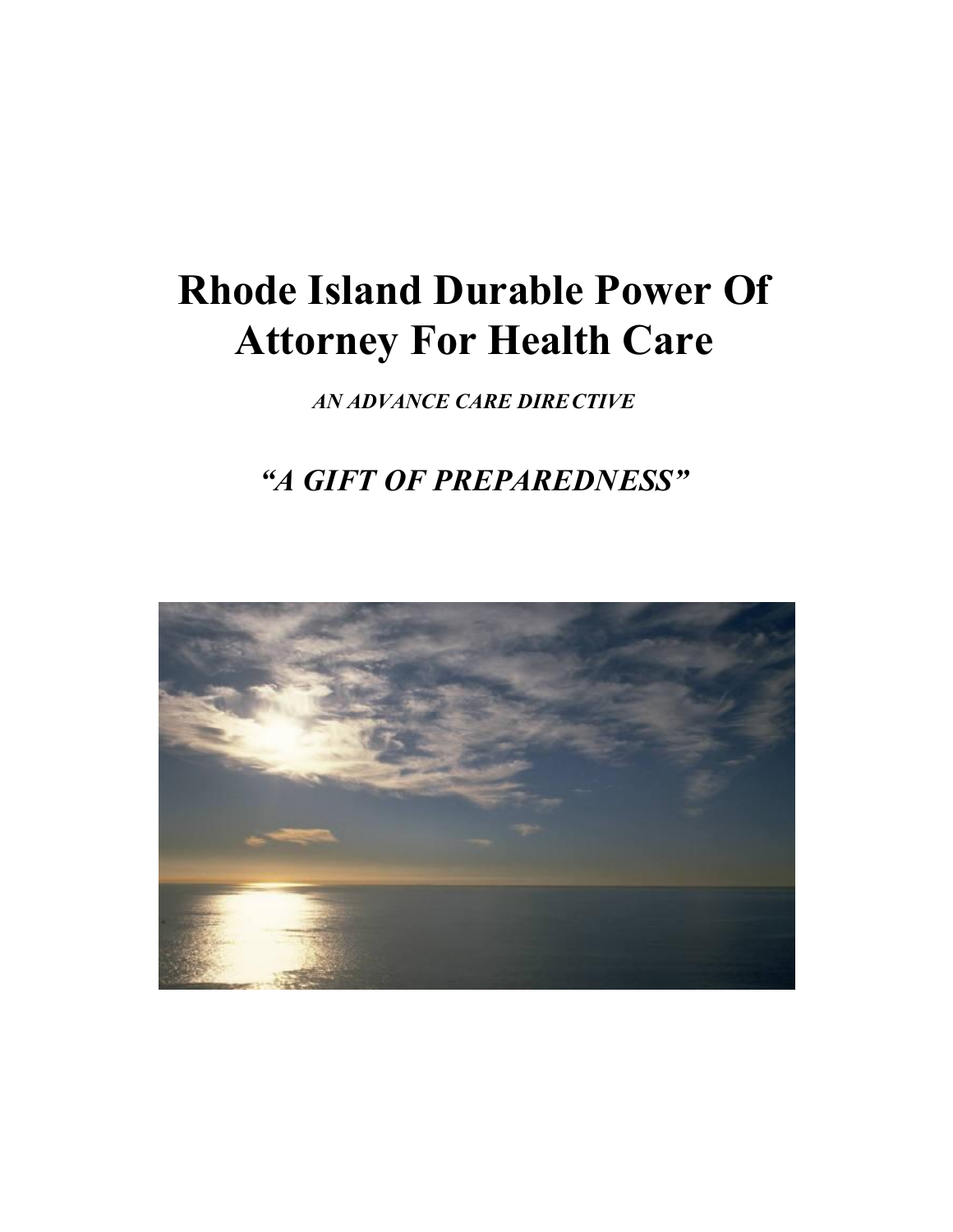# Rhode Island Durable Power Of Attorney For Health Care

***AN ADVANCE CARE DIRECTIVE***

## *"A GIFT OF PREPAREDNESS"*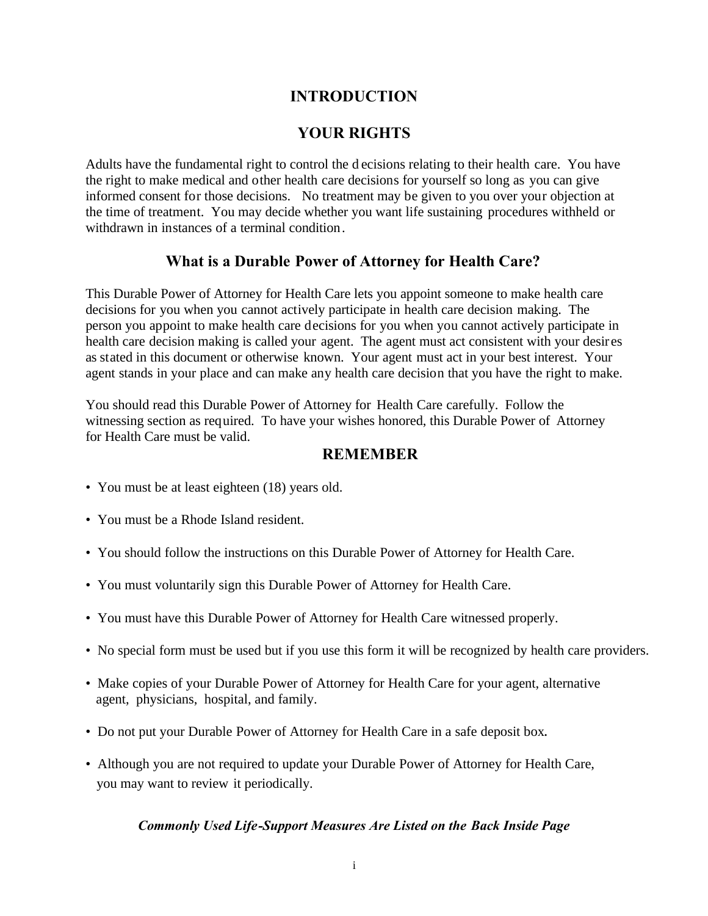# INTRODUCTION

## YOUR RIGHTS

Adults have the fundamental right to control the decisions relating to their health care. You have the right to make medical and other health care decisions for yourself so long as you can give informed consent for those decisions. No treatment may be given to you over your objection at the time of treatment. You may decide whether you want life sustaining procedures withheld or withdrawn in instances of a terminal condition.

### What is a Durable Power of Attorney for Health Care?

This Durable Power of Attorney for Health Care lets you appoint someone to make health care decisions for you when you cannot actively participate in health care decision making. The person you appoint to make health care decisions for you when you cannot actively participate in health care decision making is called your agent. The agent must act consistent with your desires as stated in this document or otherwise known. Your agent must act in your best interest. Your agent stands in your place and can make any health care decision that you have the right to make.

You should read this Durable Power of Attorney for Health Care carefully. Follow the witnessing section as required. To have your wishes honored, this Durable Power of Attorney for Health Care must be valid.

## REMEMBER

- You must be at least eighteen (18) years old.
- You must be a Rhode Island resident.
- You should follow the instructions on this Durable Power of Attorney for Health Care.
- You must voluntarily sign this Durable Power of Attorney for Health Care.
- You must have this Durable Power of Attorney for Health Care witnessed properly.
- No special form must be used but if you use this form it will be recognized by health care providers.
- Make copies of your Durable Power of Attorney for Health Care for your agent, alternative agent, physicians, hospital, and family.
- Do not put your Durable Power of Attorney for Health Care in a safe deposit box.
- Although you are not required to update your Durable Power of Attorney for Health Care, you may want to review it periodically.

***Commonly Used Life-Support Measures Are Listed on the Back Inside Page***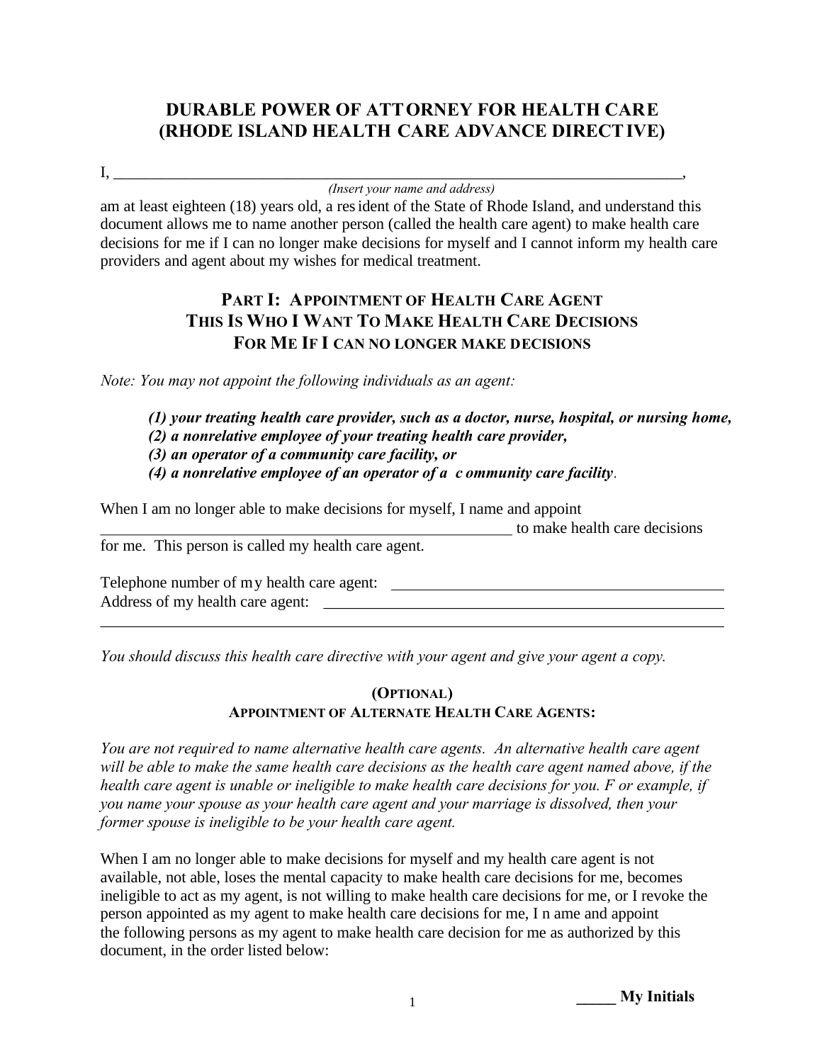# DURABLE POWER OF ATTORNEY FOR HEALTH CARE (RHODE ISLAND HEALTH CARE ADVANCE DIRECTIVE)

I, ___________________________________________________________________________,
*(Insert your name and address)*
am at least eighteen (18) years old, a resident of the State of Rhode Island, and understand this document allows me to name another person (called the health care agent) to make health care decisions for me if I can no longer make decisions for myself and I cannot inform my health care providers and agent about my wishes for medical treatment.

## PART I: APPOINTMENT OF HEALTH CARE AGENT THIS IS WHO I WANT TO MAKE HEALTH CARE DECISIONS FOR ME IF I CAN NO LONGER MAKE DECISIONS

*Note: You may not appoint the following individuals as an agent:*

> ***(1) your treating health care provider, such as a doctor, nurse, hospital, or nursing home,***
> ***(2) a nonrelative employee of your treating health care provider,***
> ***(3) an operator of a community care facility, or***
> ***(4) a nonrelative employee of an operator of a community care facility.***

When I am no longer able to make decisions for myself, I name and appoint
______________________________________________________ to make health care decisions for me. This person is called my health care agent.

Telephone number of my health care agent: ____________________________________________
Address of my health care agent: ___________________________________________________
______________________________________________________________________________

*You should discuss this health care directive with your agent and give your agent a copy.*

### (OPTIONAL) APPOINTMENT OF ALTERNATE HEALTH CARE AGENTS:

*You are not required to name alternative health care agents. An alternative health care agent will be able to make the same health care decisions as the health care agent named above, if the health care agent is unable or ineligible to make health care decisions for you. For example, if you name your spouse as your health care agent and your marriage is dissolved, then your former spouse is ineligible to be your health care agent.*

When I am no longer able to make decisions for myself and my health care agent is not available, not able, loses the mental capacity to make health care decisions for me, becomes ineligible to act as my agent, is not willing to make health care decisions for me, or I revoke the person appointed as my agent to make health care decisions for me, I name and appoint the following persons as my agent to make health care decision for me as authorized by this document, in the order listed below:

_____ **My Initials**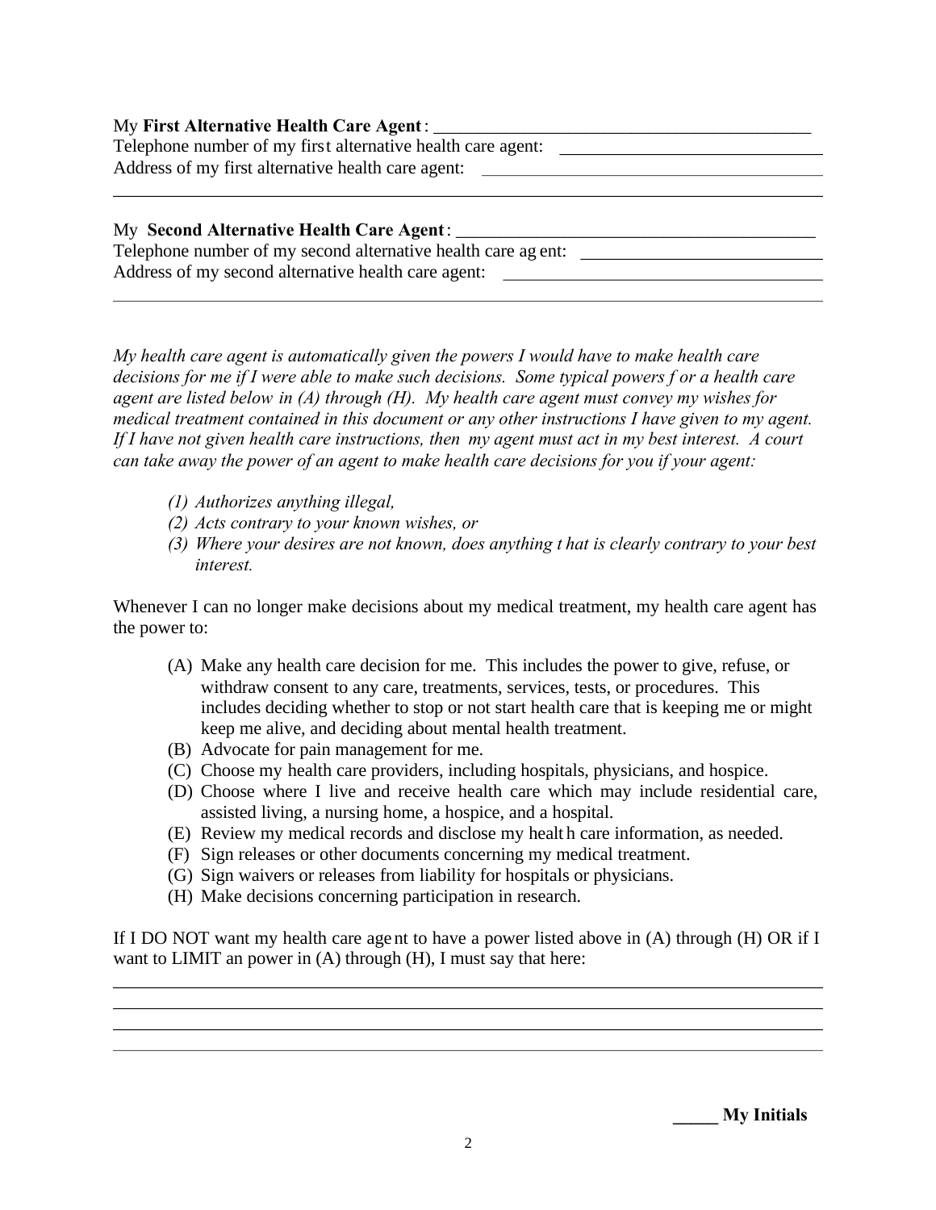My **First Alternative Health Care Agent**: ____________________________________________

Telephone number of my first alternative health care agent: ____________________________

Address of my first alternative health care agent: ____________________________________

______________________________________________________________________________

My **Second Alternative Health Care Agent**: __________________________________________

Telephone number of my second alternative health care agent: __________________________

Address of my second alternative health care agent: ___________________________________

______________________________________________________________________________

*My health care agent is automatically given the powers I would have to make health care decisions for me if I were able to make such decisions. Some typical powers for a health care agent are listed below in (A) through (H). My health care agent must convey my wishes for medical treatment contained in this document or any other instructions I have given to my agent. If I have not given health care instructions, then my agent must act in my best interest. A court can take away the power of an agent to make health care decisions for you if your agent:*

*(1) Authorizes anything illegal,*
*(2) Acts contrary to your known wishes, or*
*(3) Where your desires are not known, does anything that is clearly contrary to your best interest.*

Whenever I can no longer make decisions about my medical treatment, my health care agent has the power to:

(A) Make any health care decision for me. This includes the power to give, refuse, or withdraw consent to any care, treatments, services, tests, or procedures. This includes deciding whether to stop or not start health care that is keeping me or might keep me alive, and deciding about mental health treatment.
(B) Advocate for pain management for me.
(C) Choose my health care providers, including hospitals, physicians, and hospice.
(D) Choose where I live and receive health care which may include residential care, assisted living, a nursing home, a hospice, and a hospital.
(E) Review my medical records and disclose my health care information, as needed.
(F) Sign releases or other documents concerning my medical treatment.
(G) Sign waivers or releases from liability for hospitals or physicians.
(H) Make decisions concerning participation in research.

If I DO NOT want my health care agent to have a power listed above in (A) through (H) OR if I want to LIMIT an power in (A) through (H), I must say that here:

______________________________________________________________________________

______________________________________________________________________________

______________________________________________________________________________

______________________________________________________________________________

_____ **My Initials**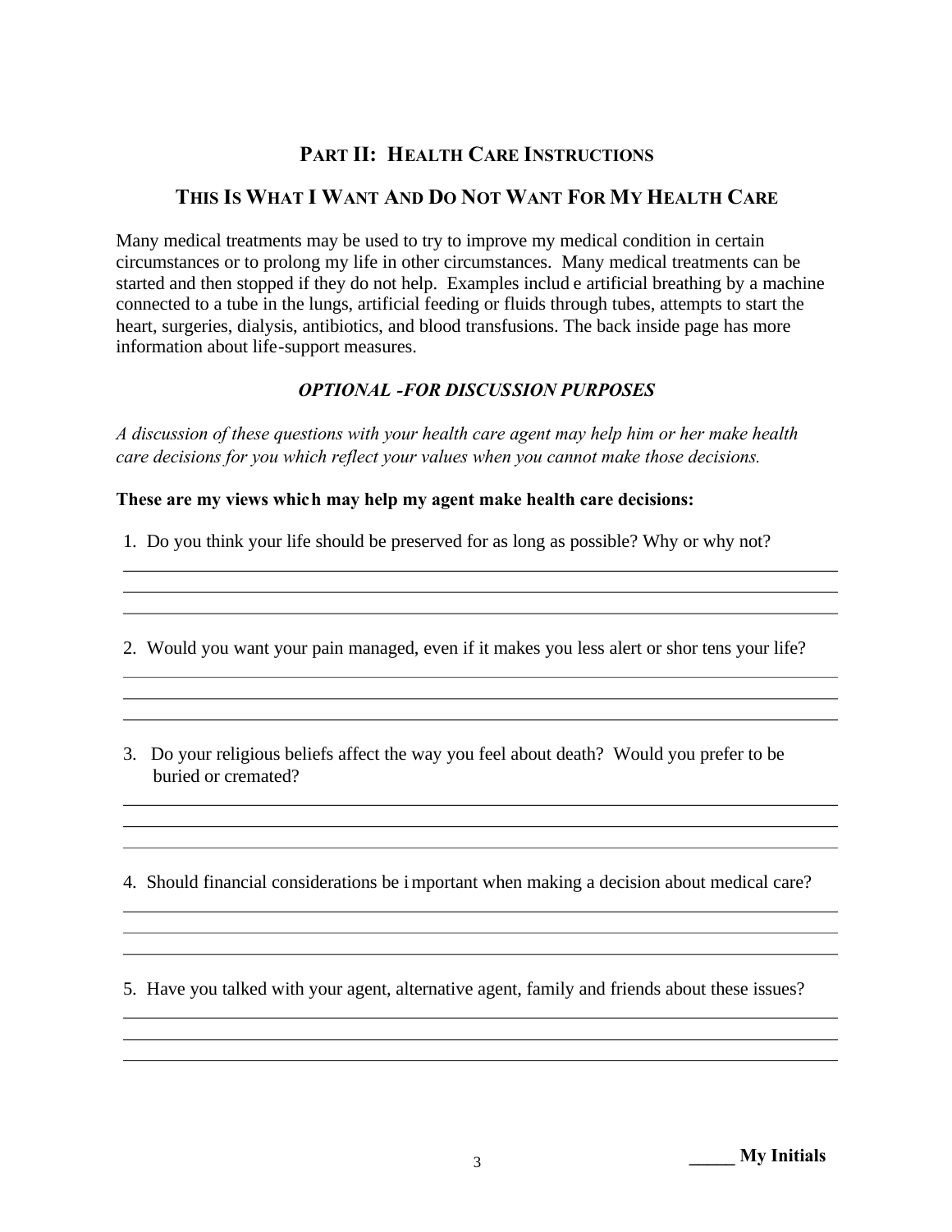## PART II: HEALTH CARE INSTRUCTIONS

## THIS IS WHAT I WANT AND DO NOT WANT FOR MY HEALTH CARE

Many medical treatments may be used to try to improve my medical condition in certain circumstances or to prolong my life in other circumstances. Many medical treatments can be started and then stopped if they do not help. Examples include artificial breathing by a machine connected to a tube in the lungs, artificial feeding or fluids through tubes, attempts to start the heart, surgeries, dialysis, antibiotics, and blood transfusions. The back inside page has more information about life-support measures.

***OPTIONAL -FOR DISCUSSION PURPOSES***

*A discussion of these questions with your health care agent may help him or her make health care decisions for you which reflect your values when you cannot make those decisions.*

**These are my views which may help my agent make health care decisions:**

1. Do you think your life should be preserved for as long as possible? Why or why not?

______________________________________________________________________________
______________________________________________________________________________
______________________________________________________________________________

2. Would you want your pain managed, even if it makes you less alert or shortens your life?

______________________________________________________________________________
______________________________________________________________________________
______________________________________________________________________________

3. Do your religious beliefs affect the way you feel about death? Would you prefer to be buried or cremated?

______________________________________________________________________________
______________________________________________________________________________
______________________________________________________________________________

4. Should financial considerations be important when making a decision about medical care?

______________________________________________________________________________
______________________________________________________________________________
______________________________________________________________________________

5. Have you talked with your agent, alternative agent, family and friends about these issues?

______________________________________________________________________________
______________________________________________________________________________
______________________________________________________________________________

_____ **My Initials**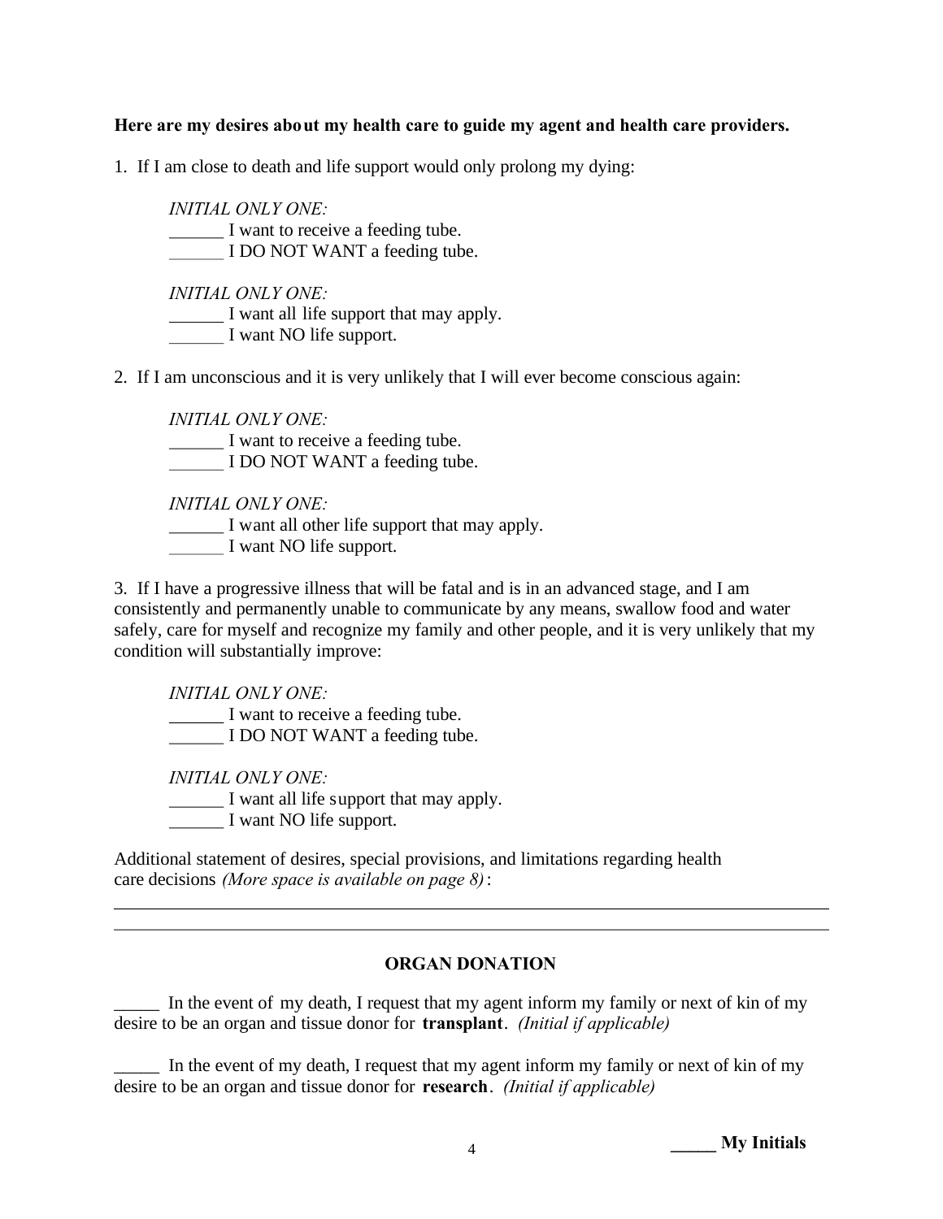**Here are my desires about my health care to guide my agent and health care providers.**

1. If I am close to death and life support would only prolong my dying:

   *INITIAL ONLY ONE:*
   ______ I want to receive a feeding tube.
   ______ I DO NOT WANT a feeding tube.

   *INITIAL ONLY ONE:*
   ______ I want all life support that may apply.
   ______ I want NO life support.

2. If I am unconscious and it is very unlikely that I will ever become conscious again:

   *INITIAL ONLY ONE:*
   ______ I want to receive a feeding tube.
   ______ I DO NOT WANT a feeding tube.

   *INITIAL ONLY ONE:*
   ______ I want all other life support that may apply.
   ______ I want NO life support.

3. If I have a progressive illness that will be fatal and is in an advanced stage, and I am consistently and permanently unable to communicate by any means, swallow food and water safely, care for myself and recognize my family and other people, and it is very unlikely that my condition will substantially improve:

   *INITIAL ONLY ONE:*
   ______ I want to receive a feeding tube.
   ______ I DO NOT WANT a feeding tube.

   *INITIAL ONLY ONE:*
   ______ I want all life support that may apply.
   ______ I want NO life support.

Additional statement of desires, special provisions, and limitations regarding health care decisions *(More space is available on page 8)*:

______________________________________________________________________________

______________________________________________________________________________

## ORGAN DONATION

_____ In the event of my death, I request that my agent inform my family or next of kin of my desire to be an organ and tissue donor for **transplant**. *(Initial if applicable)*

_____ In the event of my death, I request that my agent inform my family or next of kin of my desire to be an organ and tissue donor for **research**. *(Initial if applicable)*

**_____ My Initials**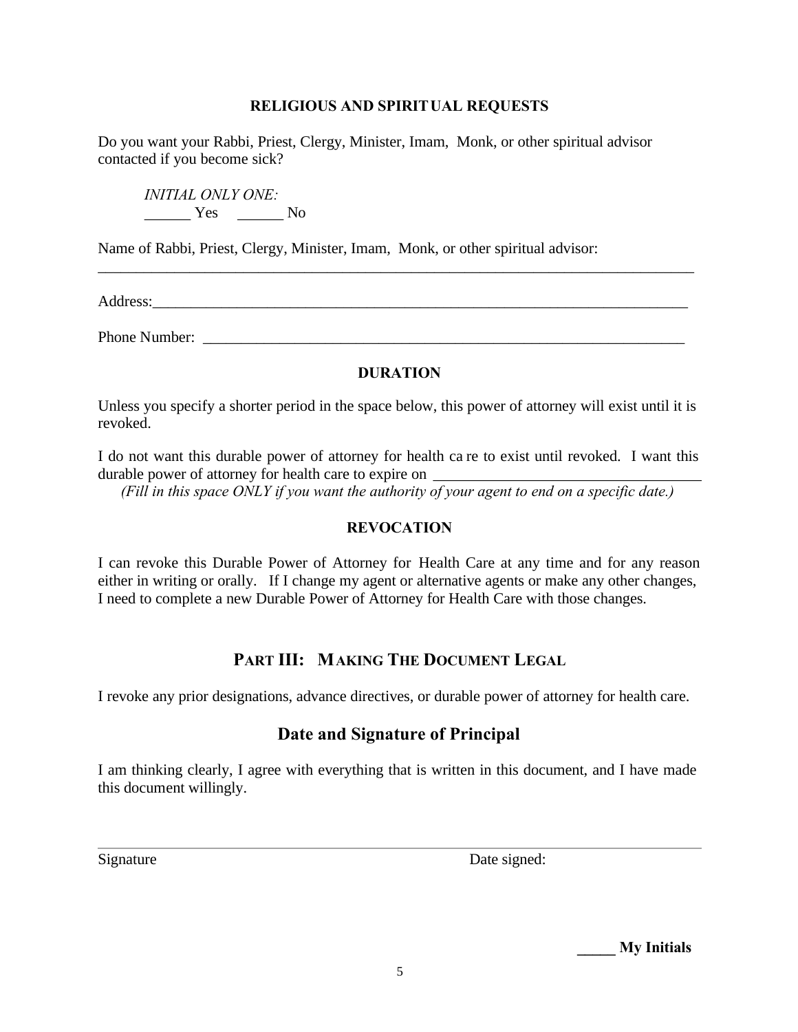### RELIGIOUS AND SPIRITUAL REQUESTS

Do you want your Rabbi, Priest, Clergy, Minister, Imam, Monk, or other spiritual advisor contacted if you become sick?

*INITIAL ONLY ONE:*
______ Yes ______ No

Name of Rabbi, Priest, Clergy, Minister, Imam, Monk, or other spiritual advisor:
_______________________________________________________________________________

Address:_______________________________________________________________________

Phone Number: _________________________________________________________________

### DURATION

Unless you specify a shorter period in the space below, this power of attorney will exist until it is revoked.

I do not want this durable power of attorney for health care to exist until revoked. I want this durable power of attorney for health care to expire on ________________________________
*(Fill in this space ONLY if you want the authority of your agent to end on a specific date.)*

### REVOCATION

I can revoke this Durable Power of Attorney for Health Care at any time and for any reason either in writing or orally. If I change my agent or alternative agents or make any other changes, I need to complete a new Durable Power of Attorney for Health Care with those changes.

## PART III: MAKING THE DOCUMENT LEGAL

I revoke any prior designations, advance directives, or durable power of attorney for health care.

## Date and Signature of Principal

I am thinking clearly, I agree with everything that is written in this document, and I have made this document willingly.

_______________________________________________________________________________
Signature Date signed:

**_____ My Initials**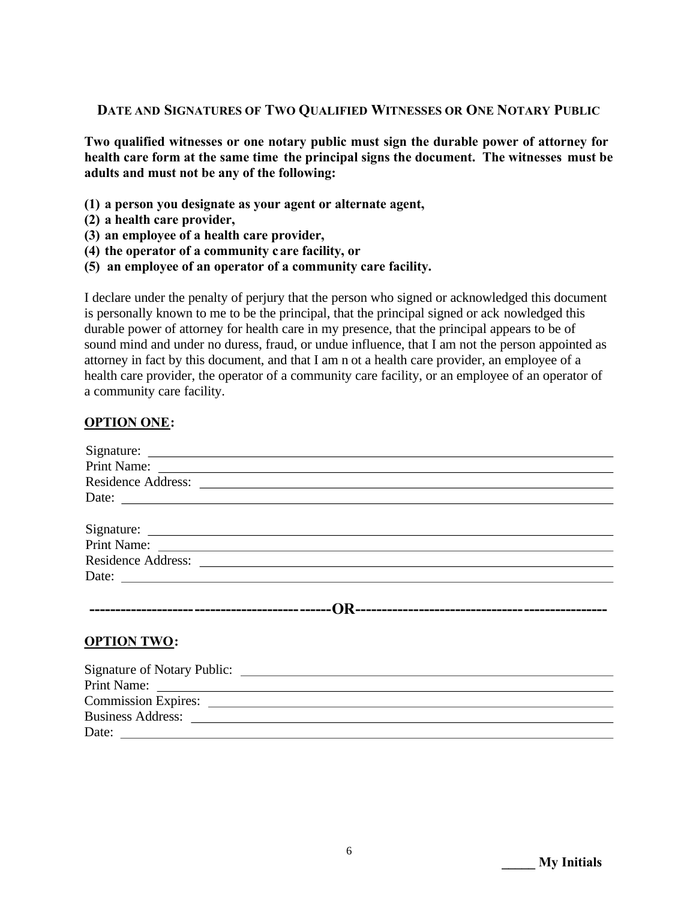## DATE AND SIGNATURES OF TWO QUALIFIED WITNESSES OR ONE NOTARY PUBLIC

**Two qualified witnesses or one notary public must sign the durable power of attorney for health care form at the same time the principal signs the document. The witnesses must be adults and must not be any of the following:**

**(1) a person you designate as your agent or alternate agent,**
**(2) a health care provider,**
**(3) an employee of a health care provider,**
**(4) the operator of a community care facility, or**
**(5) an employee of an operator of a community care facility.**

I declare under the penalty of perjury that the person who signed or acknowledged this document is personally known to me to be the principal, that the principal signed or acknowledged this durable power of attorney for health care in my presence, that the principal appears to be of sound mind and under no duress, fraud, or undue influence, that I am not the person appointed as attorney in fact by this document, and that I am not a health care provider, an employee of a health care provider, the operator of a community care facility, or an employee of an operator of a community care facility.

**OPTION ONE:**

Signature: ____________________________________________
Print Name: ____________________________________________
Residence Address: ____________________________________________
Date: ____________________________________________

Signature: ____________________________________________
Print Name: ____________________________________________
Residence Address: ____________________________________________
Date: ____________________________________________

**----------------------------------------------------------------OR----------------------------------------------------------------**

**OPTION TWO:**

Signature of Notary Public: ____________________________________________
Print Name: ____________________________________________
Commission Expires: ____________________________________________
Business Address: ____________________________________________
Date: ____________________________________________

**_____ My Initials**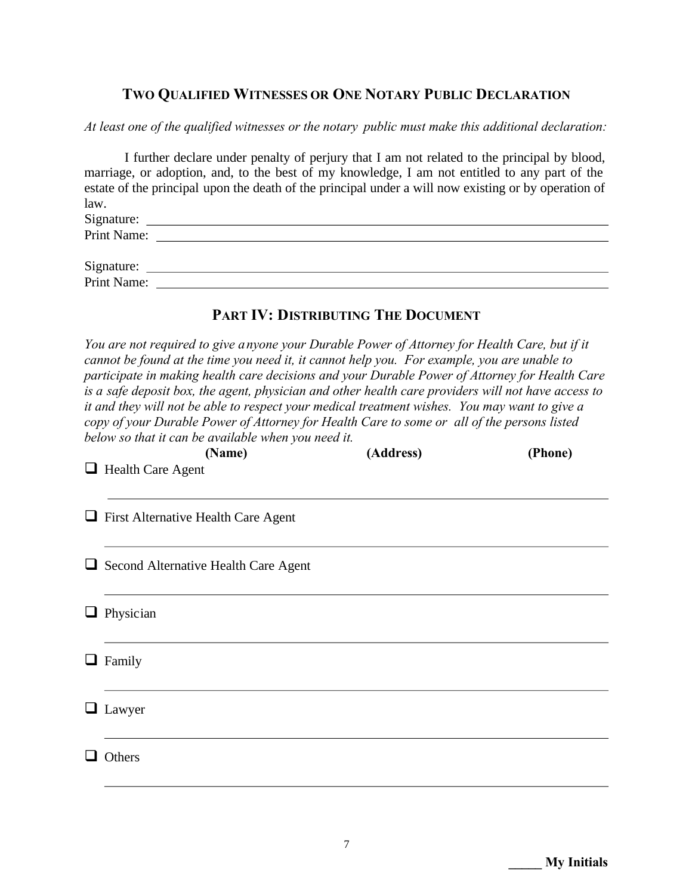## Two Qualified Witnesses or One Notary Public Declaration

*At least one of the qualified witnesses or the notary public must make this additional declaration:*

I further declare under penalty of perjury that I am not related to the principal by blood, marriage, or adoption, and, to the best of my knowledge, I am not entitled to any part of the estate of the principal upon the death of the principal under a will now existing or by operation of law.

Signature: ______________________________________________

Print Name: ______________________________________________

Signature: ______________________________________________

Print Name: ______________________________________________

## Part IV: Distributing The Document

*You are not required to give anyone your Durable Power of Attorney for Health Care, but if it cannot be found at the time you need it, it cannot help you. For example, you are unable to participate in making health care decisions and your Durable Power of Attorney for Health Care is a safe deposit box, the agent, physician and other health care providers will not have access to it and they will not be able to respect your medical treatment wishes. You may want to give a copy of your Durable Power of Attorney for Health Care to some or all of the persons listed below so that it can be available when you need it.*

| | **(Name)** | **(Address)** | **(Phone)** |
|---|---|---|---|
| ☐ Health Care Agent | | | |
| ☐ First Alternative Health Care Agent | | | |
| ☐ Second Alternative Health Care Agent | | | |
| ☐ Physician | | | |
| ☐ Family | | | |
| ☐ Lawyer | | | |
| ☐ Others | | | |

_____ **My Initials**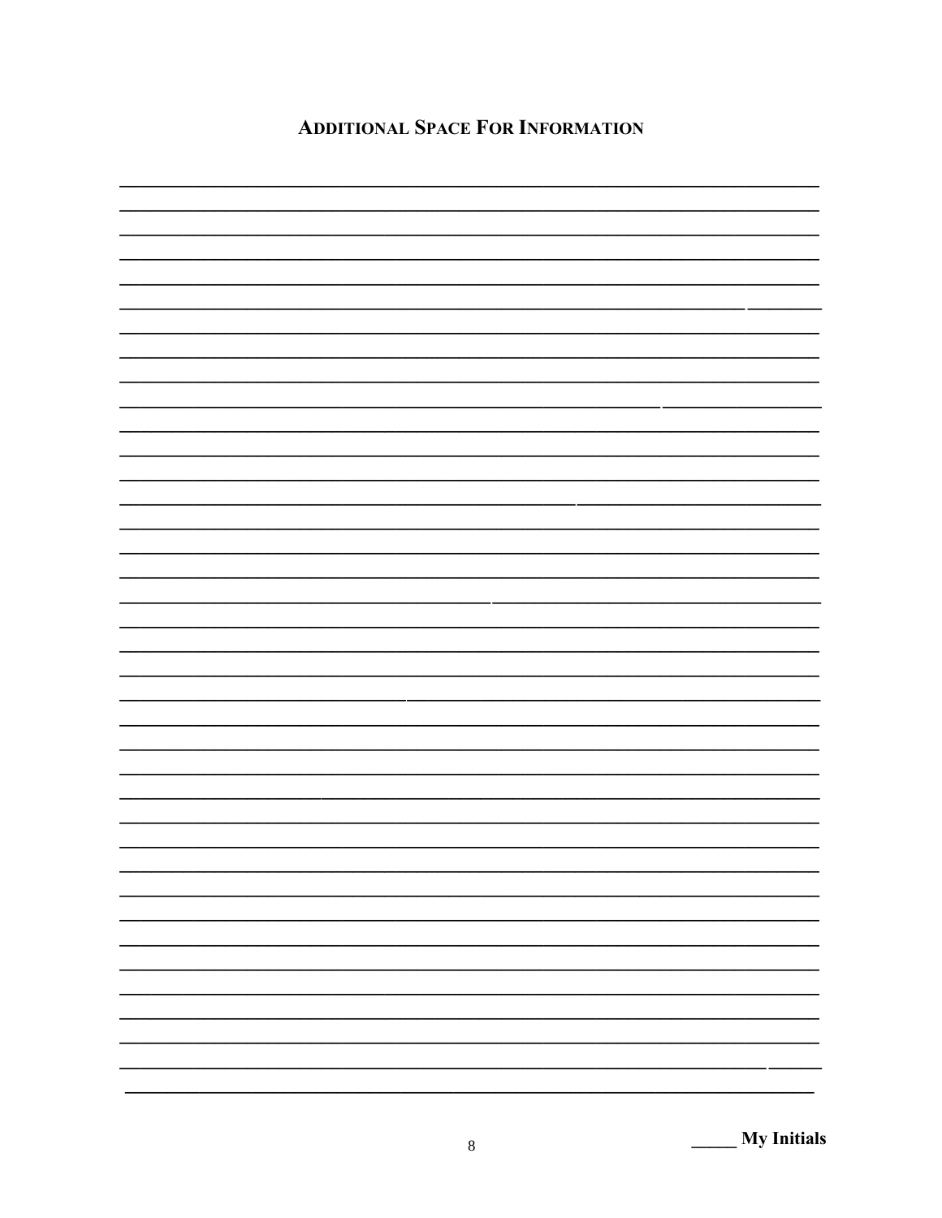## ADDITIONAL SPACE FOR INFORMATION

\_\_\_\_\_\_\_\_\_\_\_\_\_\_\_\_\_\_\_\_\_\_\_\_\_\_\_\_\_\_\_\_\_\_\_\_\_\_\_\_\_\_\_\_\_\_\_\_\_\_\_\_\_\_\_\_\_\_\_\_\_\_\_\_\_\_\_\_\_\_\_\_\_\_\_\_\_\_

\_\_\_\_\_ **My Initials**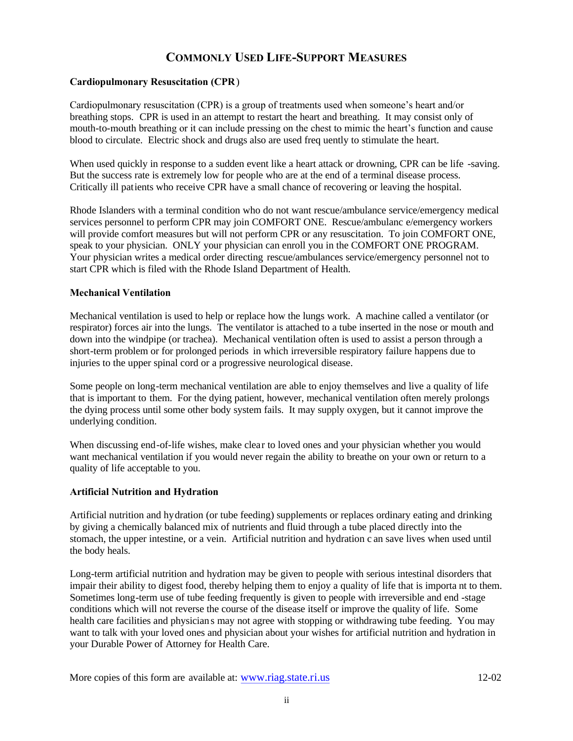# Commonly Used Life-Support Measures

**Cardiopulmonary Resuscitation (CPR)**

Cardiopulmonary resuscitation (CPR) is a group of treatments used when someone's heart and/or breathing stops. CPR is used in an attempt to restart the heart and breathing. It may consist only of mouth-to-mouth breathing or it can include pressing on the chest to mimic the heart's function and cause blood to circulate. Electric shock and drugs also are used frequently to stimulate the heart.

When used quickly in response to a sudden event like a heart attack or drowning, CPR can be life-saving. But the success rate is extremely low for people who are at the end of a terminal disease process. Critically ill patients who receive CPR have a small chance of recovering or leaving the hospital.

Rhode Islanders with a terminal condition who do not want rescue/ambulance service/emergency medical services personnel to perform CPR may join COMFORT ONE. Rescue/ambulance/emergency workers will provide comfort measures but will not perform CPR or any resuscitation. To join COMFORT ONE, speak to your physician. ONLY your physician can enroll you in the COMFORT ONE PROGRAM. Your physician writes a medical order directing rescue/ambulances service/emergency personnel not to start CPR which is filed with the Rhode Island Department of Health.

**Mechanical Ventilation**

Mechanical ventilation is used to help or replace how the lungs work. A machine called a ventilator (or respirator) forces air into the lungs. The ventilator is attached to a tube inserted in the nose or mouth and down into the windpipe (or trachea). Mechanical ventilation often is used to assist a person through a short-term problem or for prolonged periods in which irreversible respiratory failure happens due to injuries to the upper spinal cord or a progressive neurological disease.

Some people on long-term mechanical ventilation are able to enjoy themselves and live a quality of life that is important to them. For the dying patient, however, mechanical ventilation often merely prolongs the dying process until some other body system fails. It may supply oxygen, but it cannot improve the underlying condition.

When discussing end-of-life wishes, make clear to loved ones and your physician whether you would want mechanical ventilation if you would never regain the ability to breathe on your own or return to a quality of life acceptable to you.

**Artificial Nutrition and Hydration**

Artificial nutrition and hydration (or tube feeding) supplements or replaces ordinary eating and drinking by giving a chemically balanced mix of nutrients and fluid through a tube placed directly into the stomach, the upper intestine, or a vein. Artificial nutrition and hydration can save lives when used until the body heals.

Long-term artificial nutrition and hydration may be given to people with serious intestinal disorders that impair their ability to digest food, thereby helping them to enjoy a quality of life that is important to them. Sometimes long-term use of tube feeding frequently is given to people with irreversible and end-stage conditions which will not reverse the course of the disease itself or improve the quality of life. Some health care facilities and physicians may not agree with stopping or withdrawing tube feeding. You may want to talk with your loved ones and physician about your wishes for artificial nutrition and hydration in your Durable Power of Attorney for Health Care.

More copies of this form are available at: www.riag.state.ri.us 12-02